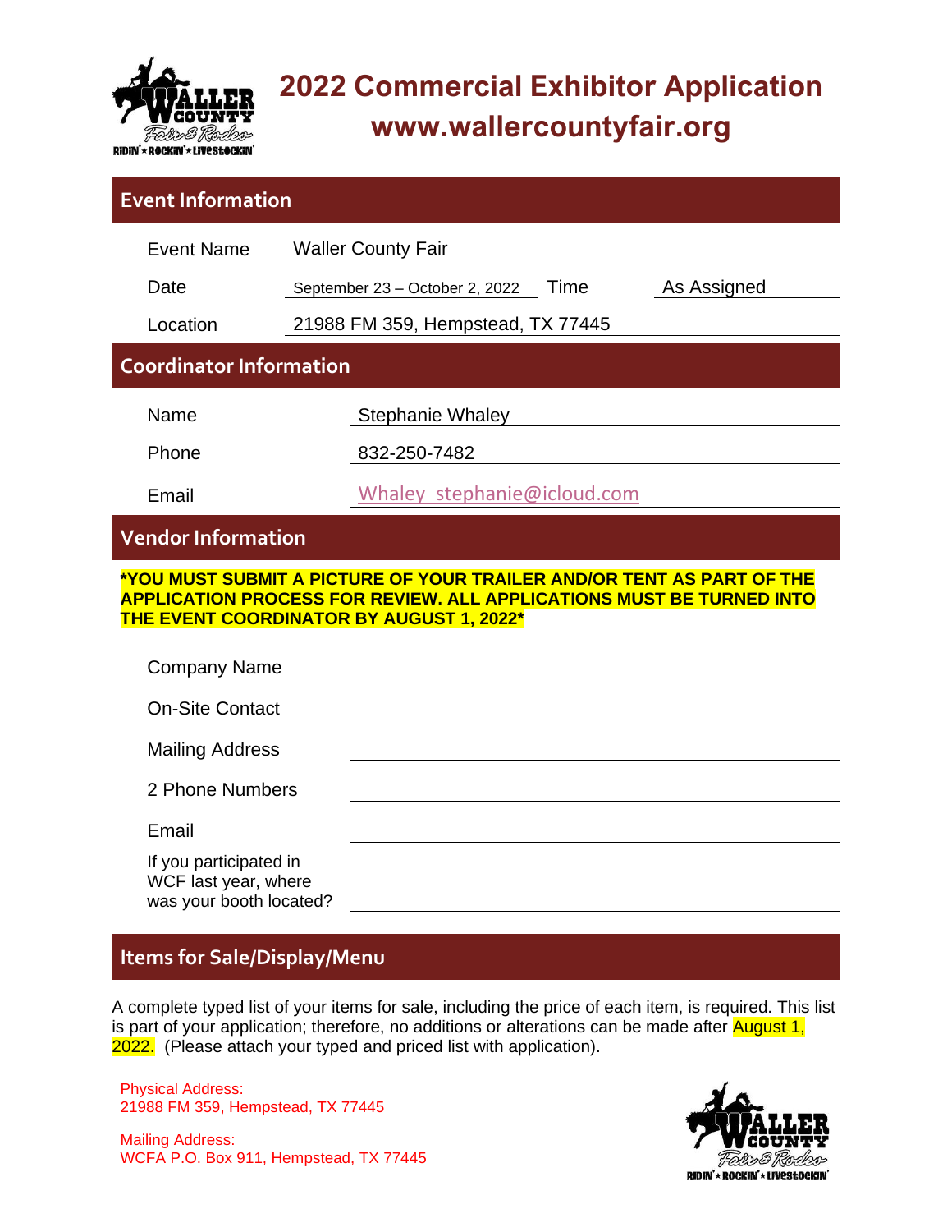# 2022 Commercial Exhibitor Application

## www.wallercountyfair.org

## Event Information

| | |
|---|---|
| Event Name | Waller County Fair |
| Date | September 23 – October 2, 2022 |
| Time | As Assigned |
| Location | 21988 FM 359, Hempstead, TX 77445 |

## Coordinator Information

| | |
|---|---|
| Name | Stephanie Whaley |
| Phone | 832-250-7482 |
| Email | Whaley_stephanie@icloud.com |

## Vendor Information

***YOU MUST SUBMIT A PICTURE OF YOUR TRAILER AND/OR TENT AS PART OF THE APPLICATION PROCESS FOR REVIEW. ALL APPLICATIONS MUST BE TURNED INTO THE EVENT COORDINATOR BY AUGUST 1, 2022***

| | |
|---|---|
| Company Name | |
| On-Site Contact | |
| Mailing Address | |
| 2 Phone Numbers | |
| Email | |
| If you participated in WCF last year, where was your booth located? | |

## Items for Sale/Display/Menu

A complete typed list of your items for sale, including the price of each item, is required. This list is part of your application; therefore, no additions or alterations can be made after August 1, 2022. (Please attach your typed and priced list with application).

Physical Address:
21988 FM 359, Hempstead, TX 77445

Mailing Address:
WCFA P.O. Box 911, Hempstead, TX 77445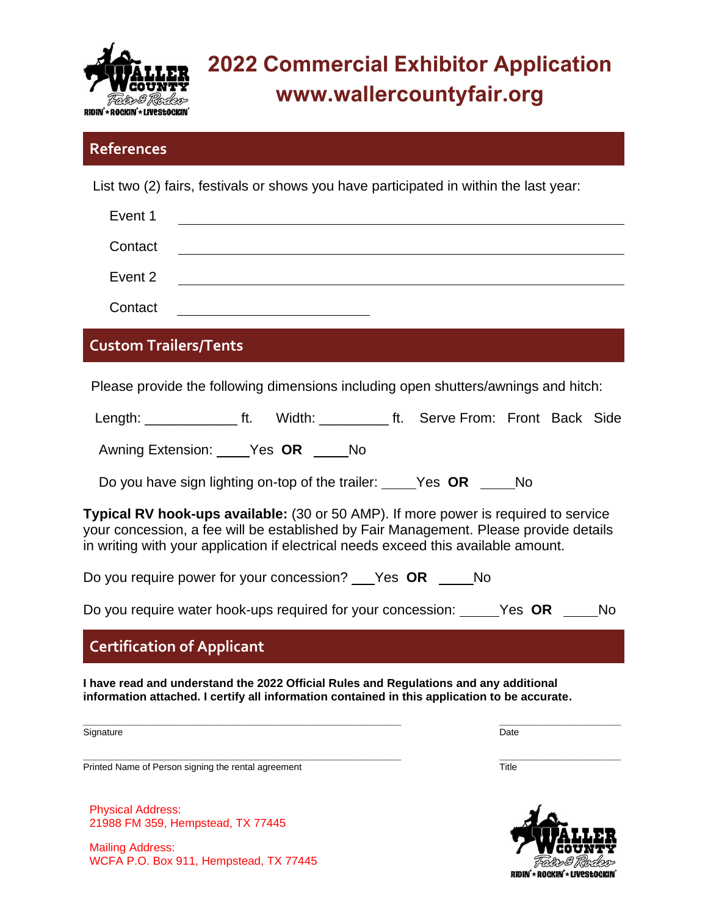# 2022 Commercial Exhibitor Application
## www.wallercountyfair.org

## References

List two (2) fairs, festivals or shows you have participated in within the last year:

Event 1 ______________________________________________

Contact ______________________________________________

Event 2 ______________________________________________

Contact ______________________

## Custom Trailers/Tents

Please provide the following dimensions including open shutters/awnings and hitch:

Length: ____________ ft. Width: _________ ft. Serve From: Front Back Side

Awning Extension: ____Yes **OR** ____No

Do you have sign lighting on-top of the trailer: ____Yes **OR** ____No

**Typical RV hook-ups available:** (30 or 50 AMP). If more power is required to service your concession, a fee will be established by Fair Management. Please provide details in writing with your application if electrical needs exceed this available amount.

Do you require power for your concession? ___Yes **OR** ____No

Do you require water hook-ups required for your concession: _____Yes **OR** ____No

## Certification of Applicant

**I have read and understand the 2022 Official Rules and Regulations and any additional information attached. I certify all information contained in this application to be accurate.**

______________________________________________ ____________________

Signature Date

______________________________________________ ____________________

Printed Name of Person signing the rental agreement Title

Physical Address:
21988 FM 359, Hempstead, TX 77445

Mailing Address:
WCFA P.O. Box 911, Hempstead, TX 77445